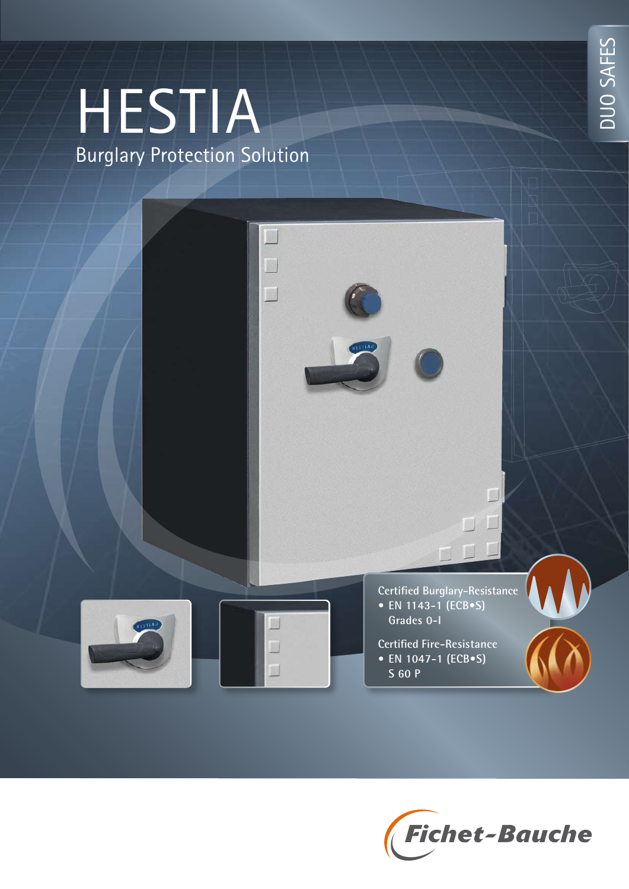DUO SAFES

# HESTIA

## Burglary Protection Solution

Certified Burglary-Resistance

- EN 1143-1 (ECB•S) Grades 0-I

Certified Fire-Resistance

- EN 1047-1 (ECB•S) S 60 P

Fichet-Bauche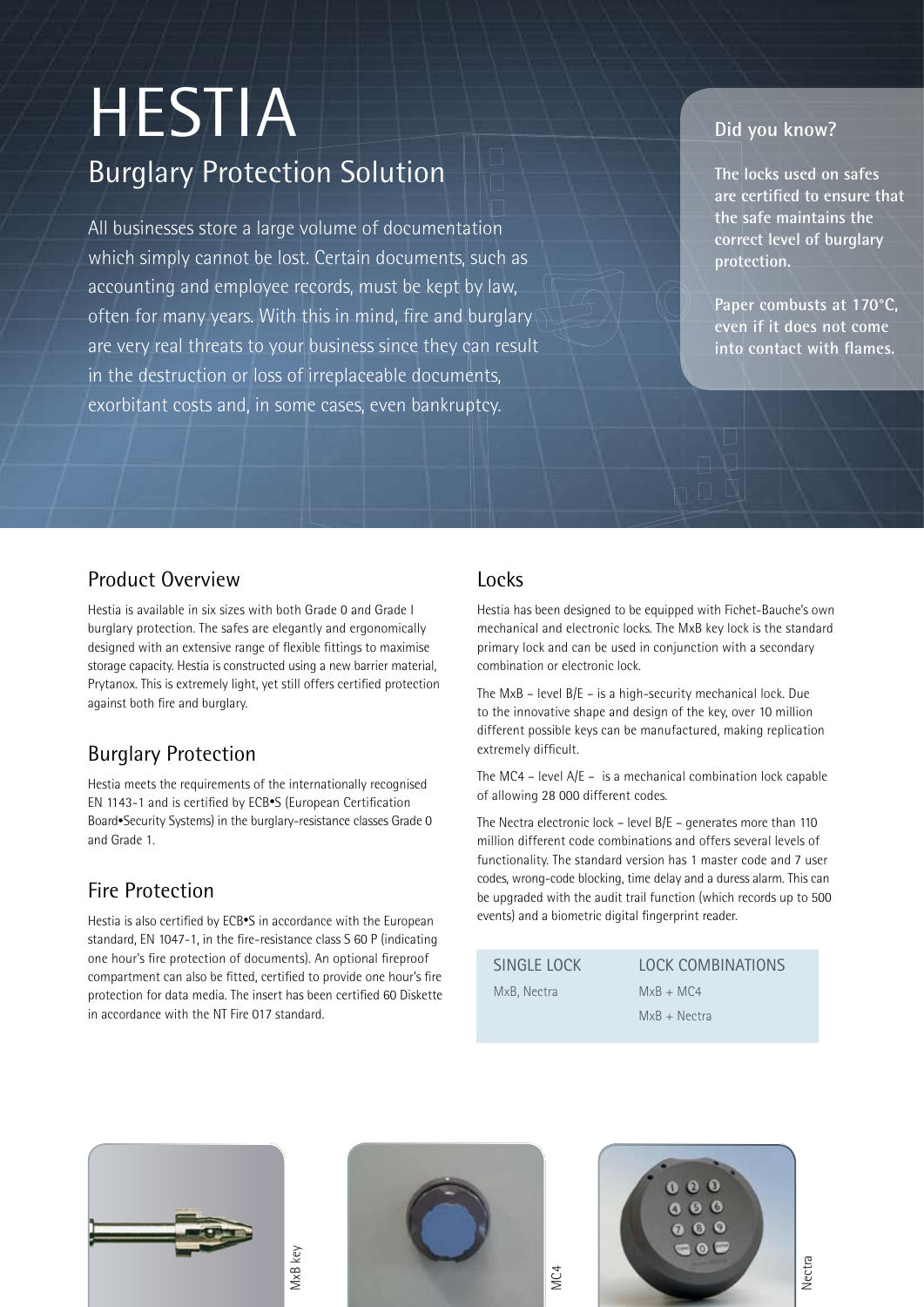# HESTIA

## Burglary Protection Solution

All businesses store a large volume of documentation which simply cannot be lost. Certain documents, such as accounting and employee records, must be kept by law, often for many years. With this in mind, fire and burglary are very real threats to your business since they can result in the destruction or loss of irreplaceable documents, exorbitant costs and, in some cases, even bankruptcy.

**Did you know?**

**The locks used on safes are certified to ensure that the safe maintains the correct level of burglary protection.**

**Paper combusts at 170°C, even if it does not come into contact with flames.**

### Product Overview

Hestia is available in six sizes with both Grade 0 and Grade I burglary protection. The safes are elegantly and ergonomically designed with an extensive range of flexible fittings to maximise storage capacity. Hestia is constructed using a new barrier material, Prytanox. This is extremely light, yet still offers certified protection against both fire and burglary.

### Burglary Protection

Hestia meets the requirements of the internationally recognised EN 1143-1 and is certified by ECB•S (European Certification Board•Security Systems) in the burglary-resistance classes Grade 0 and Grade 1.

### Fire Protection

Hestia is also certified by ECB•S in accordance with the European standard, EN 1047-1, in the fire-resistance class S 60 P (indicating one hour's fire protection of documents). An optional fireproof compartment can also be fitted, certified to provide one hour's fire protection for data media. The insert has been certified 60 Diskette in accordance with the NT Fire 017 standard.

### Locks

Hestia has been designed to be equipped with Fichet-Bauche's own mechanical and electronic locks. The MxB key lock is the standard primary lock and can be used in conjunction with a secondary combination or electronic lock.

The MxB – level B/E – is a high-security mechanical lock. Due to the innovative shape and design of the key, over 10 million different possible keys can be manufactured, making replication extremely difficult.

The MC4 – level A/E – is a mechanical combination lock capable of allowing 28 000 different codes.

The Nectra electronic lock – level B/E – generates more than 110 million different code combinations and offers several levels of functionality. The standard version has 1 master code and 7 user codes, wrong-code blocking, time delay and a duress alarm. This can be upgraded with the audit trail function (which records up to 500 events) and a biometric digital fingerprint reader.

| SINGLE LOCK | LOCK COMBINATIONS |
|---|---|
| MxB, Nectra | MxB + MC4 |
| | MxB + Nectra |

MxB key

MC4

Nectra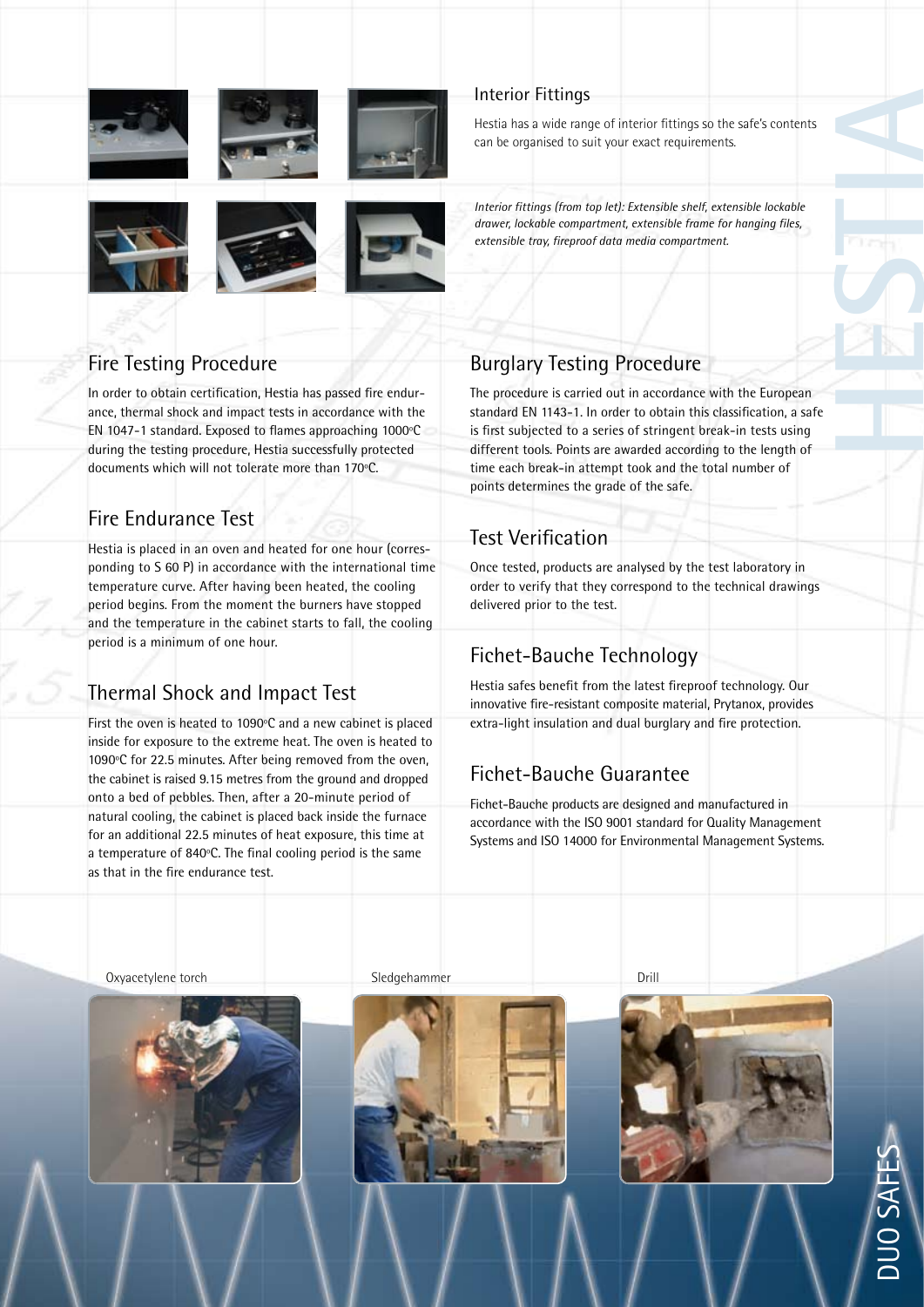## Interior Fittings

Hestia has a wide range of interior fittings so the safe's contents can be organised to suit your exact requirements.

*Interior fittings (from top let): Extensible shelf, extensible lockable drawer, lockable compartment, extensible frame for hanging files, extensible tray, fireproof data media compartment.*

## Fire Testing Procedure

In order to obtain certification, Hestia has passed fire endurance, thermal shock and impact tests in accordance with the EN 1047-1 standard. Exposed to flames approaching 1000ºC during the testing procedure, Hestia successfully protected documents which will not tolerate more than 170ºC.

## Fire Endurance Test

Hestia is placed in an oven and heated for one hour (corresponding to S 60 P) in accordance with the international time temperature curve. After having been heated, the cooling period begins. From the moment the burners have stopped and the temperature in the cabinet starts to fall, the cooling period is a minimum of one hour.

## Thermal Shock and Impact Test

First the oven is heated to 1090ºC and a new cabinet is placed inside for exposure to the extreme heat. The oven is heated to 1090ºC for 22.5 minutes. After being removed from the oven, the cabinet is raised 9.15 metres from the ground and dropped onto a bed of pebbles. Then, after a 20-minute period of natural cooling, the cabinet is placed back inside the furnace for an additional 22.5 minutes of heat exposure, this time at a temperature of 840ºC. The final cooling period is the same as that in the fire endurance test.

## Burglary Testing Procedure

The procedure is carried out in accordance with the European standard EN 1143-1. In order to obtain this classification, a safe is first subjected to a series of stringent break-in tests using different tools. Points are awarded according to the length of time each break-in attempt took and the total number of points determines the grade of the safe.

## Test Verification

Once tested, products are analysed by the test laboratory in order to verify that they correspond to the technical drawings delivered prior to the test.

## Fichet-Bauche Technology

Hestia safes benefit from the latest fireproof technology. Our innovative fire-resistant composite material, Prytanox, provides extra-light insulation and dual burglary and fire protection.

## Fichet-Bauche Guarantee

Fichet-Bauche products are designed and manufactured in accordance with the ISO 9001 standard for Quality Management Systems and ISO 14000 for Environmental Management Systems.

Oxyacetylene torch

Sledgehammer

Drill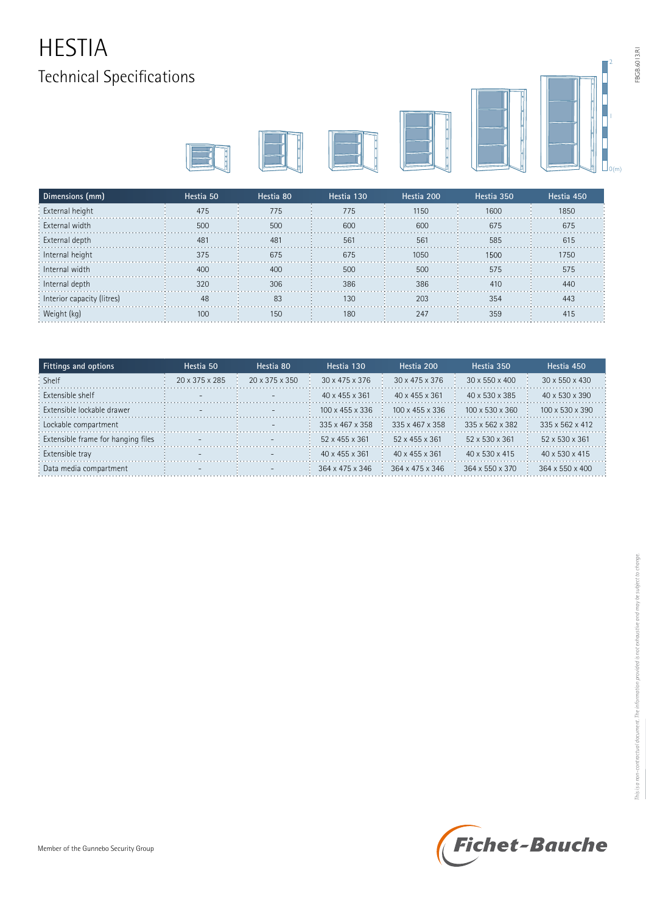# HESTIA

## Technical Specifications

| Dimensions (mm) | Hestia 50 | Hestia 80 | Hestia 130 | Hestia 200 | Hestia 350 | Hestia 450 |
|---|---|---|---|---|---|---|
| External height | 475 | 775 | 775 | 1150 | 1600 | 1850 |
| External width | 500 | 500 | 600 | 600 | 675 | 675 |
| External depth | 481 | 481 | 561 | 561 | 585 | 615 |
| Internal height | 375 | 675 | 675 | 1050 | 1500 | 1750 |
| Internal width | 400 | 400 | 500 | 500 | 575 | 575 |
| Internal depth | 320 | 306 | 386 | 386 | 410 | 440 |
| Interior capacity (litres) | 48 | 83 | 130 | 203 | 354 | 443 |
| Weight (kg) | 100 | 150 | 180 | 247 | 359 | 415 |

| Fittings and options | Hestia 50 | Hestia 80 | Hestia 130 | Hestia 200 | Hestia 350 | Hestia 450 |
|---|---|---|---|---|---|---|
| Shelf | 20 x 375 x 285 | 20 x 375 x 350 | 30 x 475 x 376 | 30 x 475 x 376 | 30 x 550 x 400 | 30 x 550 x 430 |
| Extensible shelf | - | - | 40 x 455 x 361 | 40 x 455 x 361 | 40 x 530 x 385 | 40 x 530 x 390 |
| Extensible lockable drawer | - | - | 100 x 455 x 336 | 100 x 455 x 336 | 100 x 530 x 360 | 100 x 530 x 390 |
| Lockable compartment | | - | 335 x 467 x 358 | 335 x 467 x 358 | 335 x 562 x 382 | 335 x 562 x 412 |
| Extensible frame for hanging files | - | - | 52 x 455 x 361 | 52 x 455 x 361 | 52 x 530 x 361 | 52 x 530 x 361 |
| Extensible tray | - | - | 40 x 455 x 361 | 40 x 455 x 361 | 40 x 530 x 415 | 40 x 530 x 415 |
| Data media compartment | - | - | 364 x 475 x 346 | 364 x 475 x 346 | 364 x 550 x 370 | 364 x 550 x 400 |

*This is a non-contractual document. The information provided is not exhaustive and may be subject to change.*

Member of the Gunnebo Security Group

Fichet-Bauche